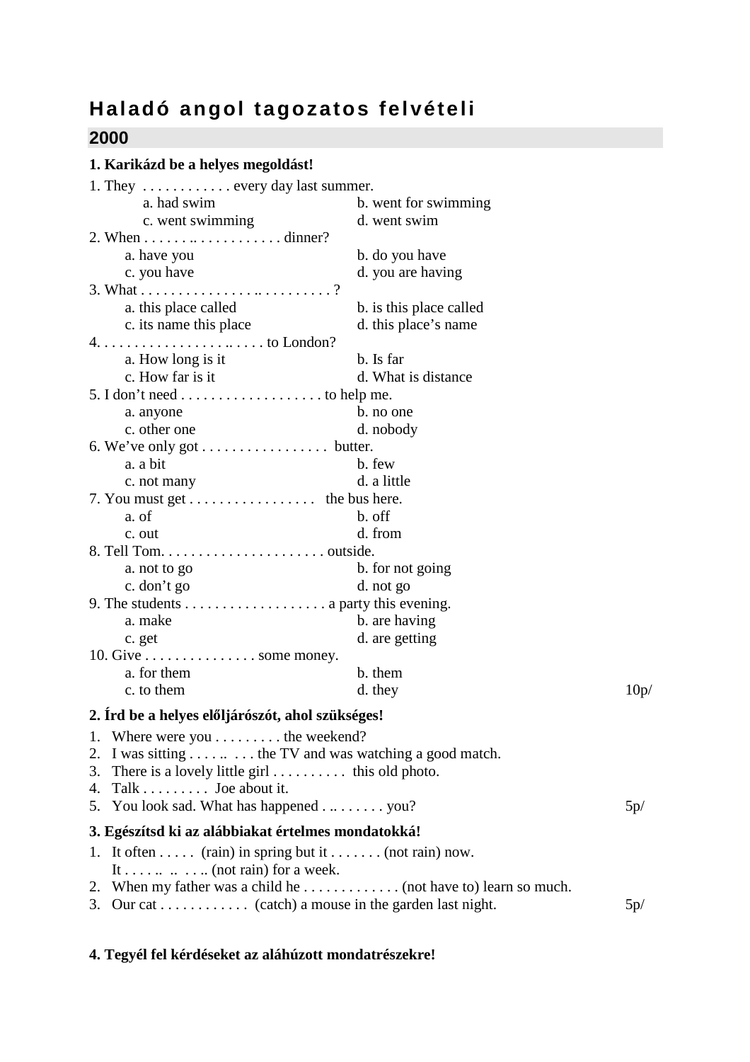# Haladó angol tagozatos felvételi

## 2000

**1. Karikázd be a helyes megoldást!**

1. They . . . . . . . . . . . . every day last summer.
   - a. had swim
   - b. went for swimming
   - c. went swimming
   - d. went swim
2. When . . . . . . .. . . . . . . . . . . . dinner?
   - a. have you
   - b. do you have
   - c. you have
   - d. you are having
3. What . . . . . . . . . . . . . . .. . . . . . . . . . ?
   - a. this place called
   - b. is this place called
   - c. its name this place
   - d. this place's name
4. . . . . . . . . . . . . . . . . . .. . . . . to London?
   - a. How long is it
   - b. Is far
   - c. How far is it
   - d. What is distance
5. I don't need . . . . . . . . . . . . . . . . . . . to help me.
   - a. anyone
   - b. no one
   - c. other one
   - d. nobody
6. We've only got . . . . . . . . . . . . . . . . . butter.
   - a. a bit
   - b. few
   - c. not many
   - d. a little
7. You must get . . . . . . . . . . . . . . . . . the bus here.
   - a. of
   - b. off
   - c. out
   - d. from
8. Tell Tom. . . . . . . . . . . . . . . . . . . . . . outside.
   - a. not to go
   - b. for not going
   - c. don't go
   - d. not go
9. The students . . . . . . . . . . . . . . . . . . . a party this evening.
   - a. make
   - b. are having
   - c. get
   - d. are getting
10. Give . . . . . . . . . . . . . . . some money.
    - a. for them
    - b. them
    - c. to them
    - d. they

10p/

**2. Írd be a helyes elöljárószót, ahol szükséges!**

1. Where were you . . . . . . . . . the weekend?
2. I was sitting . . . . ..  . . . the TV and was watching a good match.
3. There is a lovely little girl . . . . . . . . . .  this old photo.
4. Talk . . . . . . . . .  Joe about it.
5. You look sad. What has happened . .. . . . . . . you?

5p/

**3. Egészítsd ki az alábbiakat értelmes mondatokká!**

1. It often . . . . .  (rain) in spring but it . . . . . . . (not rain) now.
   It . . . . ..  ..  . . .. (not rain) for a week.
2. When my father was a child he . . . . . . . . . . . . . (not have to) learn so much.
3. Our cat . . . . . . . . . . . .  (catch) a mouse in the garden last night.

5p/

**4. Tegyél fel kérdéseket az aláhúzott mondatrészekre!**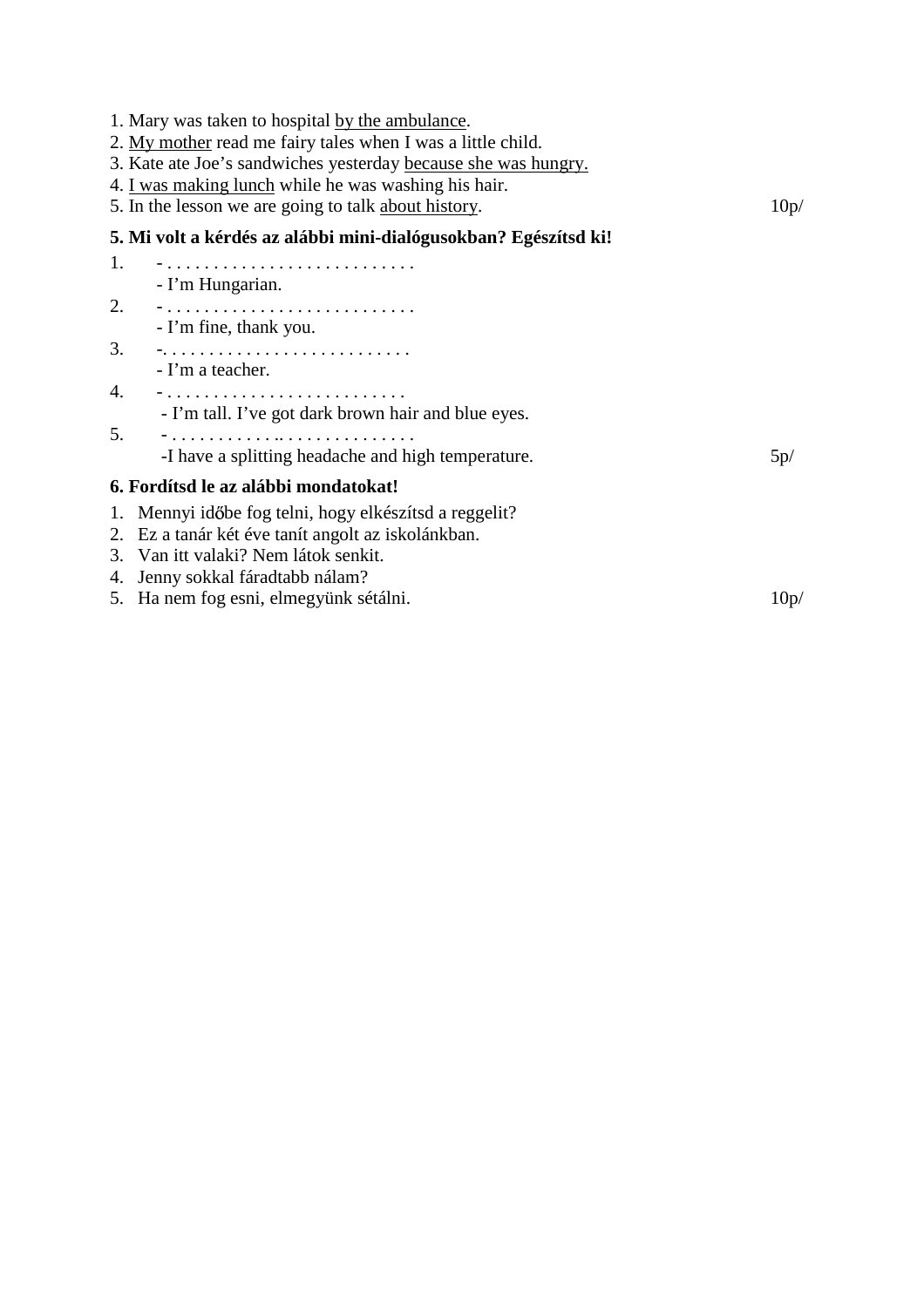1. Mary was taken to hospital <u>by the ambulance</u>.
2. <u>My mother</u> read me fairy tales when I was a little child.
3. Kate ate Joe's sandwiches yesterday <u>because she was hungry.</u>
4. <u>I was making lunch</u> while he was washing his hair.
5. In the lesson we are going to talk <u>about history</u>. 10p/

**5. Mi volt a kérdés az alábbi mini-dialógusokban? Egészítsd ki!**

1. - . . . . . . . . . . . . . . . . . . . . . . . . . .
   - I'm Hungarian.
2. - . . . . . . . . . . . . . . . . . . . . . . . . . .
   - I'm fine, thank you.
3. -. . . . . . . . . . . . . . . . . . . . . . . . . .
   - I'm a teacher.
4. - . . . . . . . . . . . . . . . . . . . . . . . . .
   - I'm tall. I've got dark brown hair and blue eyes.
5. - . . . . . . . . . . . .. . . . . . . . . . . . . .
   -I have a splitting headache and high temperature. 5p/

**6. Fordítsd le az alábbi mondatokat!**

1. Mennyi időbe fog telni, hogy elkészítsd a reggelit?
2. Ez a tanár két éve tanít angolt az iskolánkban.
3. Van itt valaki? Nem látok senkit.
4. Jenny sokkal fáradtabb nálam?
5. Ha nem fog esni, elmegyünk sétálni. 10p/